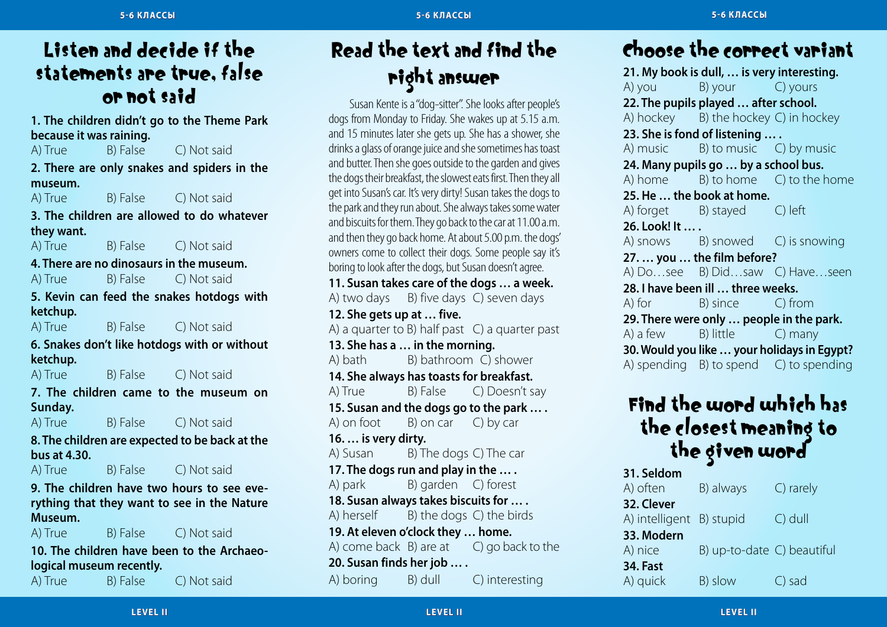## Listen and decide if the statements are true, false or not said

**1. The children didn't go to the Theme Park because it was raining.**
A) True B) False C) Not said

**2. There are only snakes and spiders in the museum.**
A) True B) False C) Not said

**3. The children are allowed to do whatever they want.**
A) True B) False C) Not said

**4. There are no dinosaurs in the museum.**
A) True B) False C) Not said

**5. Kevin can feed the snakes hotdogs with ketchup.**
A) True B) False C) Not said

**6. Snakes don't like hotdogs with or without ketchup.**
A) True B) False C) Not said

**7. The children came to the museum on Sunday.**
A) True B) False C) Not said

**8. The children are expected to be back at the bus at 4.30.**
A) True B) False C) Not said

**9. The children have two hours to see everything that they want to see in the Nature Museum.**
A) True B) False C) Not said

**10. The children have been to the Archaeological museum recently.**
A) True B) False C) Not said

## Read the text and find the right answer

Susan Kente is a "dog-sitter". She looks after people's dogs from Monday to Friday. She wakes up at 5.15 a.m. and 15 minutes later she gets up. She has a shower, she drinks a glass of orange juice and she sometimes has toast and butter. Then she goes outside to the garden and gives the dogs their breakfast, the slowest eats first. Then they all get into Susan's car. It's very dirty! Susan takes the dogs to the park and they run about. She always takes some water and biscuits for them. They go back to the car at 11.00 a.m. and then they go back home. At about 5.00 p.m. the dogs' owners come to collect their dogs. Some people say it's boring to look after the dogs, but Susan doesn't agree.

**11. Susan takes care of the dogs … a week.**
A) two days B) five days C) seven days

**12. She gets up at … five.**
A) a quarter to B) half past C) a quarter past

**13. She has a … in the morning.**
A) bath B) bathroom C) shower

**14. She always has toasts for breakfast.**
A) True B) False C) Doesn't say

**15. Susan and the dogs go to the park … .**
A) on foot B) on car C) by car

**16. … is very dirty.**
A) Susan B) The dogs C) The car

**17. The dogs run and play in the … .**
A) park B) garden C) forest

**18. Susan always takes biscuits for … .**
A) herself B) the dogs C) the birds

**19. At eleven o'clock they … home.**
A) come back B) are at C) go back to the

**20. Susan finds her job … .**
A) boring B) dull C) interesting

## Choose the correct variant

**21. My book is dull, … is very interesting.**
A) you B) your C) yours

**22. The pupils played … after school.**
A) hockey B) the hockey C) in hockey

**23. She is fond of listening … .**
A) music B) to music C) by music

**24. Many pupils go … by a school bus.**
A) home B) to home C) to the home

**25. He … the book at home.**
A) forget B) stayed C) left

**26. Look! It … .**
A) snows B) snowed C) is snowing

**27. … you … the film before?**
A) Do…see B) Did…saw C) Have…seen

**28. I have been ill … three weeks.**
A) for B) since C) from

**29. There were only … people in the park.**
A) a few B) little C) many

**30. Would you like … your holidays in Egypt?**
A) spending B) to spend C) to spending

## Find the word which has the closest meaning to the given word

**31. Seldom**
A) often B) always C) rarely

**32. Clever**
A) intelligent B) stupid C) dull

**33. Modern**
A) nice B) up-to-date C) beautiful

**34. Fast**
A) quick B) slow C) sad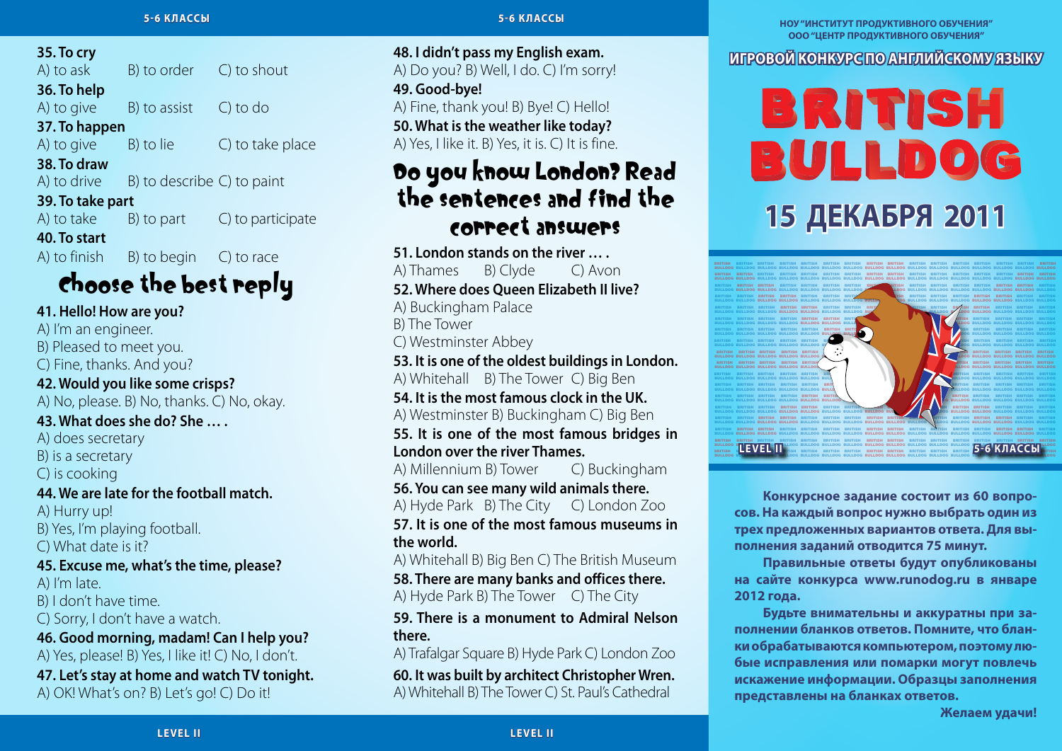**35. To cry**
A) to ask B) to order C) to shout

**36. To help**
A) to give B) to assist C) to do

**37. To happen**
A) to give B) to lie C) to take place

**38. To draw**
A) to drive B) to describe C) to paint

**39. To take part**
A) to take B) to part C) to participate

**40. To start**
A) to finish B) to begin C) to race

## Choose the best reply

**41. Hello! How are you?**
A) I'm an engineer.
B) Pleased to meet you.
C) Fine, thanks. And you?

**42. Would you like some crisps?**
A) No, please. B) No, thanks. C) No, okay.

**43. What does she do? She … .**
A) does secretary
B) is a secretary
C) is cooking

**44. We are late for the football match.**
A) Hurry up!
B) Yes, I'm playing football.
C) What date is it?

**45. Excuse me, what's the time, please?**
A) I'm late.
B) I don't have time.
C) Sorry, I don't have a watch.

**46. Good morning, madam! Can I help you?**
A) Yes, please! B) Yes, I like it! C) No, I don't.

**47. Let's stay at home and watch TV tonight.**
A) OK! What's on? B) Let's go! C) Do it!

**48. I didn't pass my English exam.**
A) Do you? B) Well, I do. C) I'm sorry!

**49. Good-bye!**
A) Fine, thank you! B) Bye! C) Hello!

**50. What is the weather like today?**
A) Yes, I like it. B) Yes, it is. C) It is fine.

## Do you know London? Read the sentences and find the correct answers

**51. London stands on the river … .**
A) Thames B) Clyde C) Avon

**52. Where does Queen Elizabeth II live?**
A) Buckingham Palace
B) The Tower
C) Westminster Abbey

**53. It is one of the oldest buildings in London.**
A) Whitehall B) The Tower C) Big Ben

**54. It is the most famous clock in the UK.**
A) Westminster B) Buckingham C) Big Ben

**55. It is one of the most famous bridges in London over the river Thames.**
A) Millennium B) Tower C) Buckingham

**56. You can see many wild animals there.**
A) Hyde Park B) The City C) London Zoo

**57. It is one of the most famous museums in the world.**
A) Whitehall B) Big Ben C) The British Museum

**58. There are many banks and offices there.**
A) Hyde Park B) The Tower C) The City

**59. There is a monument to Admiral Nelson there.**
A) Trafalgar Square B) Hyde Park C) London Zoo

**60. It was built by architect Christopher Wren.**
A) Whitehall B) The Tower C) St. Paul's Cathedral

НОУ "ИНСТИТУТ ПРОДУКТИВНОГО ОБУЧЕНИЯ"
ООО "ЦЕНТР ПРОДУКТИВНОГО ОБУЧЕНИЯ"

**ИГРОВОЙ КОНКУРС ПО АНГЛИЙСКОМУ ЯЗЫКУ**

# BRITISH BULLDOG

## 15 ДЕКАБРЯ 2011

LEVEL II

5-6 КЛАССЫ

**Конкурсное задание состоит из 60 вопросов. На каждый вопрос нужно выбрать один из трех предложенных вариантов ответа. Для выполнения заданий отводится 75 минут.**

**Правильные ответы будут опубликованы на сайте конкурса www.runodog.ru в январе 2012 года.**

**Будьте внимательны и аккуратны при заполнении бланков ответов. Помните, что бланки обрабатываются компьютером, поэтому любые исправления или помарки могут повлечь искажение информации. Образцы заполнения представлены на бланках ответов.**

**Желаем удачи!**